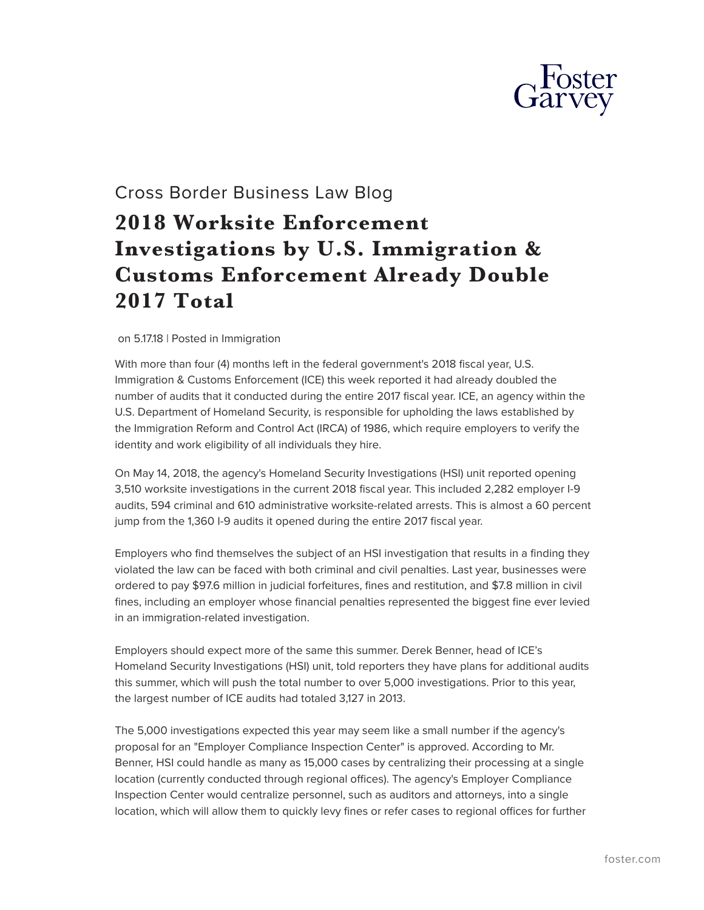Cross Border Business Law Blog

# 2018 Worksite Enforcement Investigations by U.S. Immigration & Customs Enforcement Already Double 2017 Total

on 5.17.18 | Posted in Immigration

With more than four (4) months left in the federal government's 2018 fiscal year, U.S. Immigration & Customs Enforcement (ICE) this week reported it had already doubled the number of audits that it conducted during the entire 2017 fiscal year. ICE, an agency within the U.S. Department of Homeland Security, is responsible for upholding the laws established by the Immigration Reform and Control Act (IRCA) of 1986, which require employers to verify the identity and work eligibility of all individuals they hire.

On May 14, 2018, the agency's Homeland Security Investigations (HSI) unit reported opening 3,510 worksite investigations in the current 2018 fiscal year. This included 2,282 employer I-9 audits, 594 criminal and 610 administrative worksite-related arrests. This is almost a 60 percent jump from the 1,360 I-9 audits it opened during the entire 2017 fiscal year.

Employers who find themselves the subject of an HSI investigation that results in a finding they violated the law can be faced with both criminal and civil penalties. Last year, businesses were ordered to pay $97.6 million in judicial forfeitures, fines and restitution, and $7.8 million in civil fines, including an employer whose financial penalties represented the biggest fine ever levied in an immigration-related investigation.

Employers should expect more of the same this summer. Derek Benner, head of ICE's Homeland Security Investigations (HSI) unit, told reporters they have plans for additional audits this summer, which will push the total number to over 5,000 investigations. Prior to this year, the largest number of ICE audits had totaled 3,127 in 2013.

The 5,000 investigations expected this year may seem like a small number if the agency's proposal for an "Employer Compliance Inspection Center" is approved. According to Mr. Benner, HSI could handle as many as 15,000 cases by centralizing their processing at a single location (currently conducted through regional offices). The agency's Employer Compliance Inspection Center would centralize personnel, such as auditors and attorneys, into a single location, which will allow them to quickly levy fines or refer cases to regional offices for further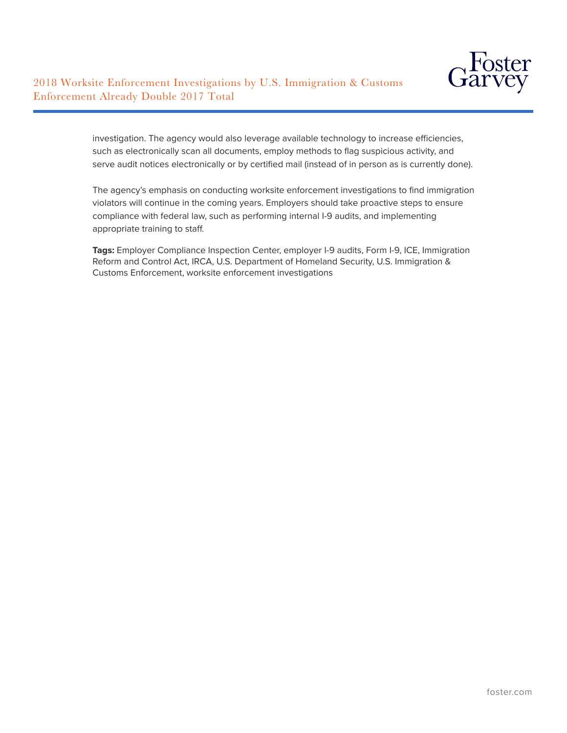investigation. The agency would also leverage available technology to increase efficiencies, such as electronically scan all documents, employ methods to flag suspicious activity, and serve audit notices electronically or by certified mail (instead of in person as is currently done).

The agency's emphasis on conducting worksite enforcement investigations to find immigration violators will continue in the coming years. Employers should take proactive steps to ensure compliance with federal law, such as performing internal I-9 audits, and implementing appropriate training to staff.

**Tags:** Employer Compliance Inspection Center, employer I-9 audits, Form I-9, ICE, Immigration Reform and Control Act, IRCA, U.S. Department of Homeland Security, U.S. Immigration & Customs Enforcement, worksite enforcement investigations